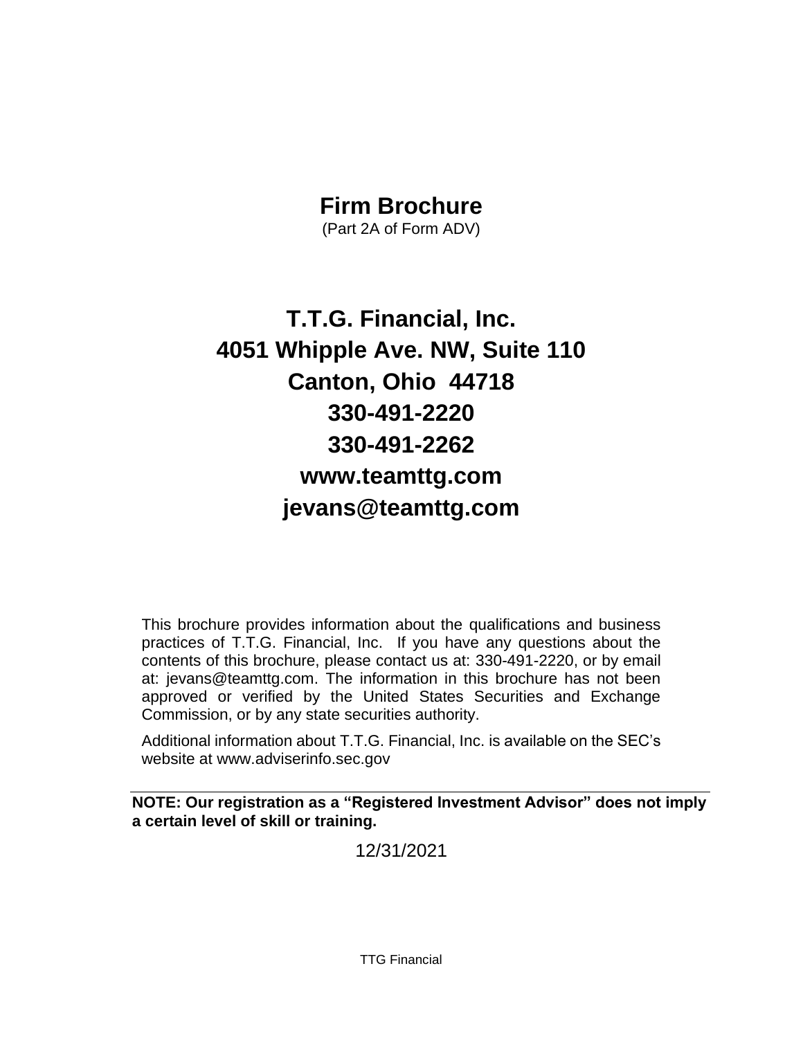# Firm Brochure

(Part 2A of Form ADV)

## T.T.G. Financial, Inc.

## 4051 Whipple Ave. NW, Suite 110

## Canton, Ohio 44718

## 330-491-2220

## 330-491-2262

## www.teamttg.com

## jevans@teamttg.com

This brochure provides information about the qualifications and business practices of T.T.G. Financial, Inc. If you have any questions about the contents of this brochure, please contact us at: 330-491-2220, or by email at: jevans@teamttg.com. The information in this brochure has not been approved or verified by the United States Securities and Exchange Commission, or by any state securities authority.

Additional information about T.T.G. Financial, Inc. is available on the SEC's website at www.adviserinfo.sec.gov

---

**NOTE: Our registration as a "Registered Investment Advisor" does not imply a certain level of skill or training.**

12/31/2021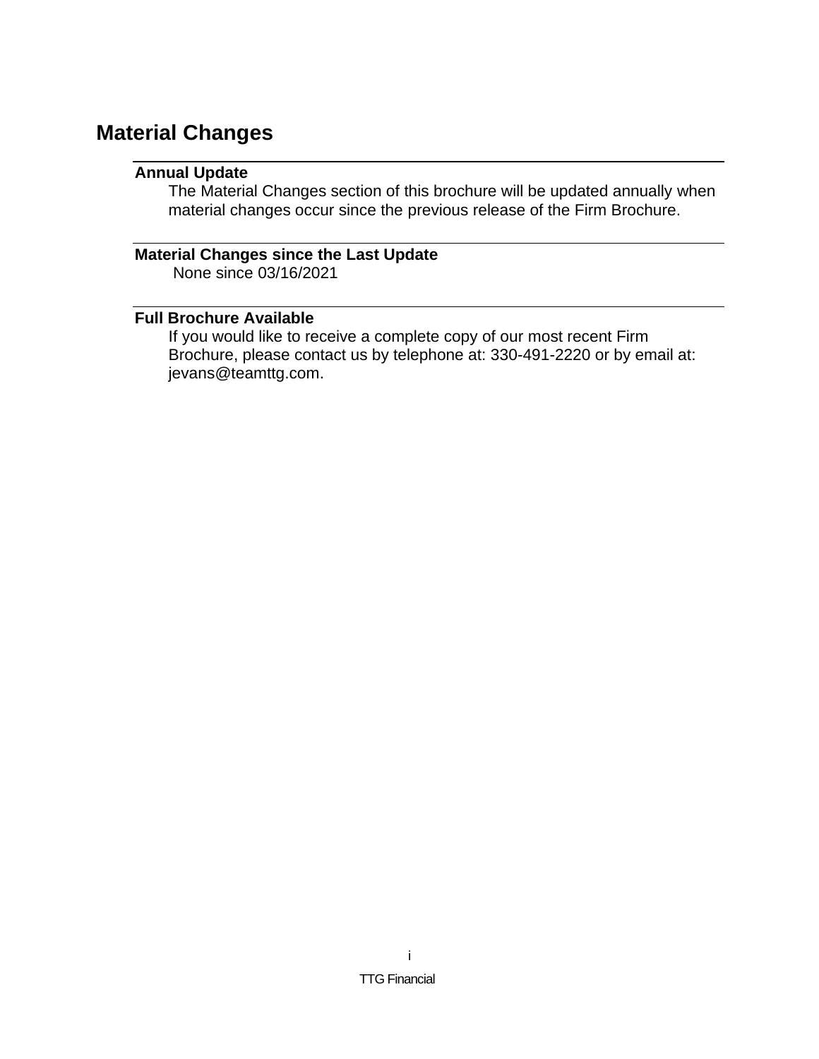# Material Changes

### Annual Update

The Material Changes section of this brochure will be updated annually when material changes occur since the previous release of the Firm Brochure.

### Material Changes since the Last Update

None since 03/16/2021

### Full Brochure Available

If you would like to receive a complete copy of our most recent Firm Brochure, please contact us by telephone at: 330-491-2220 or by email at: jevans@teamttg.com.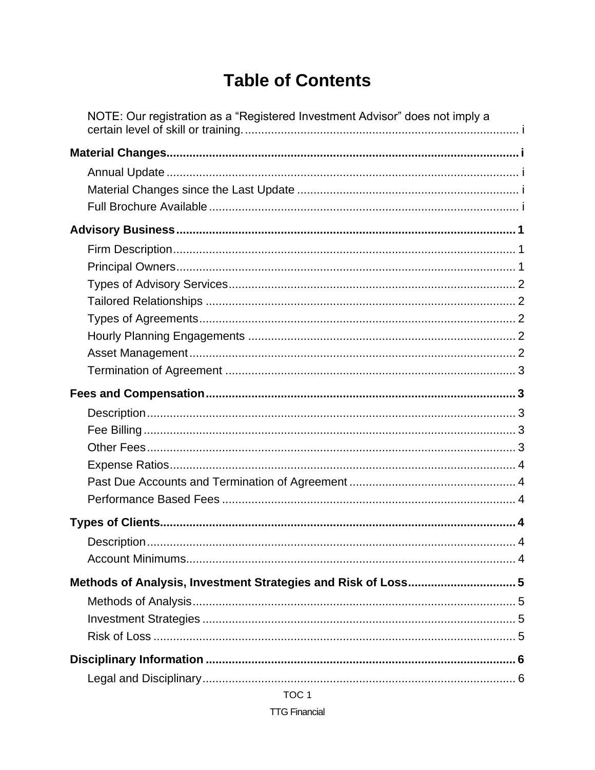# Table of Contents

NOTE: Our registration as a “Registered Investment Advisor” does not imply a certain level of skill or training. .... i

**Material Changes .... i**

- Annual Update .... i
- Material Changes since the Last Update .... i
- Full Brochure Available .... i

**Advisory Business .... 1**

- Firm Description .... 1
- Principal Owners .... 1
- Types of Advisory Services .... 2
- Tailored Relationships .... 2
- Types of Agreements .... 2
- Hourly Planning Engagements .... 2
- Asset Management .... 2
- Termination of Agreement .... 3

**Fees and Compensation .... 3**

- Description .... 3
- Fee Billing .... 3
- Other Fees .... 3
- Expense Ratios .... 4
- Past Due Accounts and Termination of Agreement .... 4
- Performance Based Fees .... 4

**Types of Clients .... 4**

- Description .... 4
- Account Minimums .... 4

**Methods of Analysis, Investment Strategies and Risk of Loss .... 5**

- Methods of Analysis .... 5
- Investment Strategies .... 5
- Risk of Loss .... 5

**Disciplinary Information .... 6**

- Legal and Disciplinary .... 6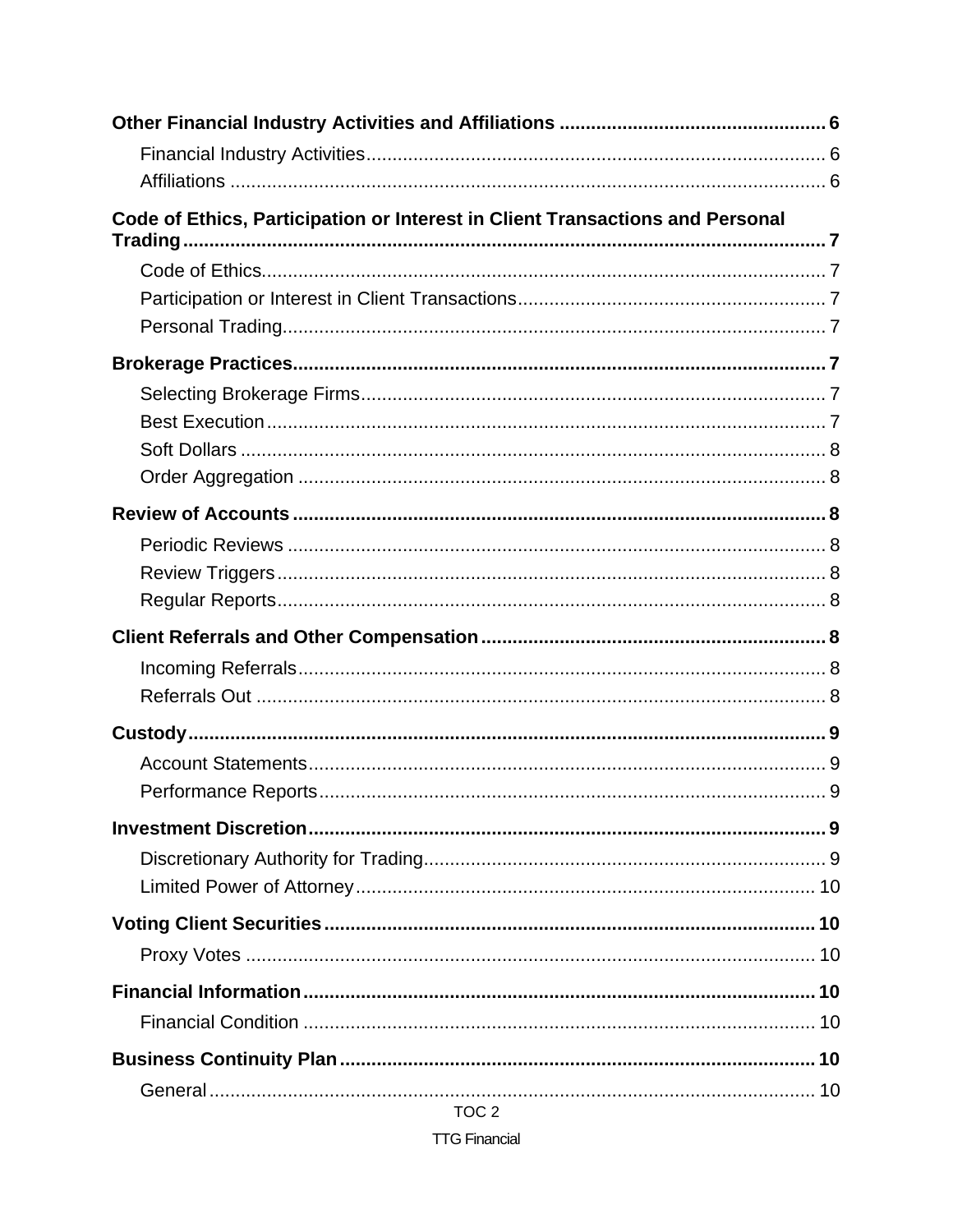**Other Financial Industry Activities and Affiliations** .......... 6

- Financial Industry Activities .......... 6
- Affiliations .......... 6

**Code of Ethics, Participation or Interest in Client Transactions and Personal Trading** .......... 7

- Code of Ethics .......... 7
- Participation or Interest in Client Transactions .......... 7
- Personal Trading .......... 7

**Brokerage Practices** .......... 7

- Selecting Brokerage Firms .......... 7
- Best Execution .......... 7
- Soft Dollars .......... 8
- Order Aggregation .......... 8

**Review of Accounts** .......... 8

- Periodic Reviews .......... 8
- Review Triggers .......... 8
- Regular Reports .......... 8

**Client Referrals and Other Compensation** .......... 8

- Incoming Referrals .......... 8
- Referrals Out .......... 8

**Custody** .......... 9

- Account Statements .......... 9
- Performance Reports .......... 9

**Investment Discretion** .......... 9

- Discretionary Authority for Trading .......... 9
- Limited Power of Attorney .......... 10

**Voting Client Securities** .......... 10

- Proxy Votes .......... 10

**Financial Information** .......... 10

- Financial Condition .......... 10

**Business Continuity Plan** .......... 10

- General .......... 10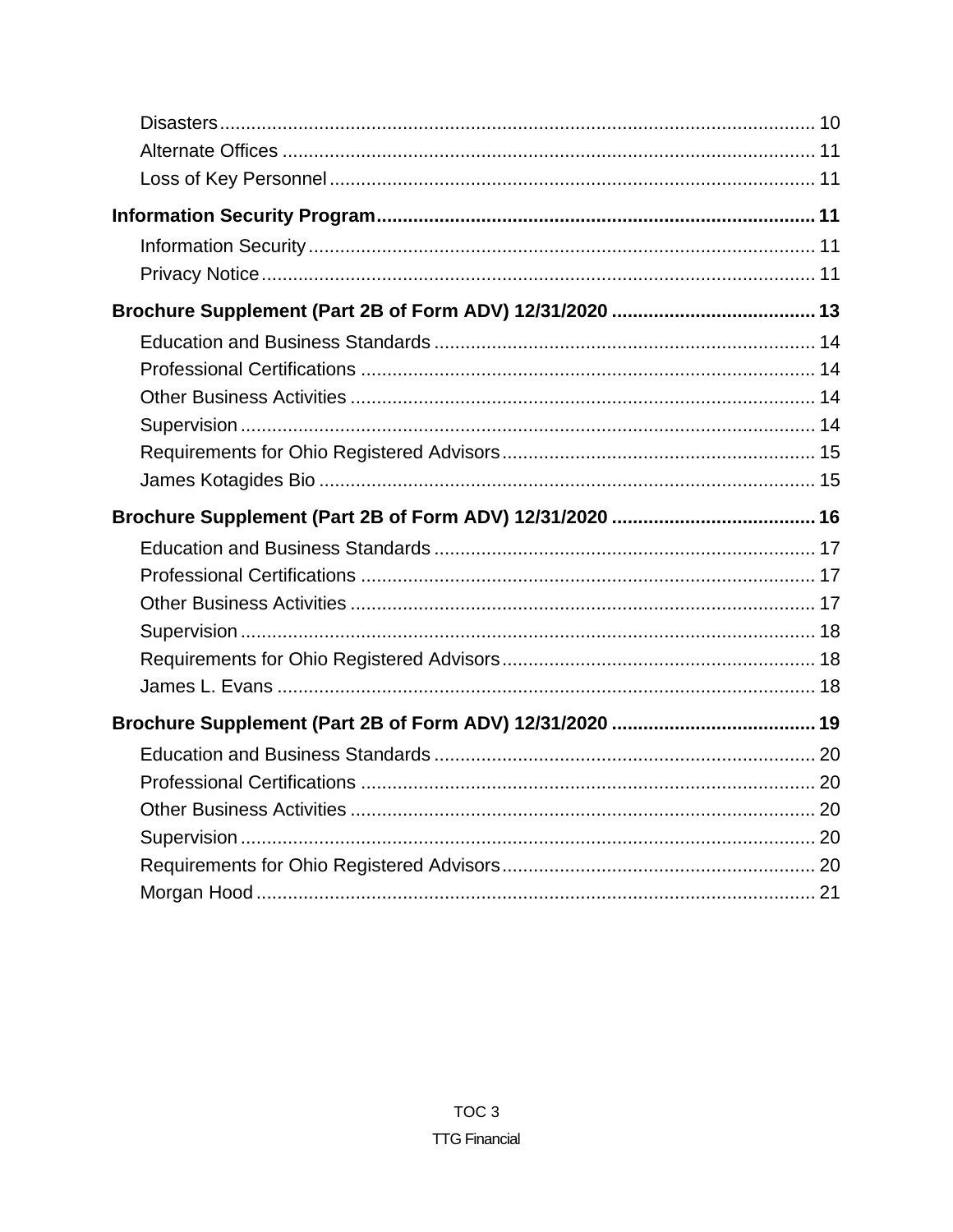Disasters ..... 10
Alternate Offices ..... 11
Loss of Key Personnel ..... 11

**Information Security Program ..... 11**

Information Security ..... 11
Privacy Notice ..... 11

**Brochure Supplement (Part 2B of Form ADV) 12/31/2020 ..... 13**

Education and Business Standards ..... 14
Professional Certifications ..... 14
Other Business Activities ..... 14
Supervision ..... 14
Requirements for Ohio Registered Advisors ..... 15
James Kotagides Bio ..... 15

**Brochure Supplement (Part 2B of Form ADV) 12/31/2020 ..... 16**

Education and Business Standards ..... 17
Professional Certifications ..... 17
Other Business Activities ..... 17
Supervision ..... 18
Requirements for Ohio Registered Advisors ..... 18
James L. Evans ..... 18

**Brochure Supplement (Part 2B of Form ADV) 12/31/2020 ..... 19**

Education and Business Standards ..... 20
Professional Certifications ..... 20
Other Business Activities ..... 20
Supervision ..... 20
Requirements for Ohio Registered Advisors ..... 20
Morgan Hood ..... 21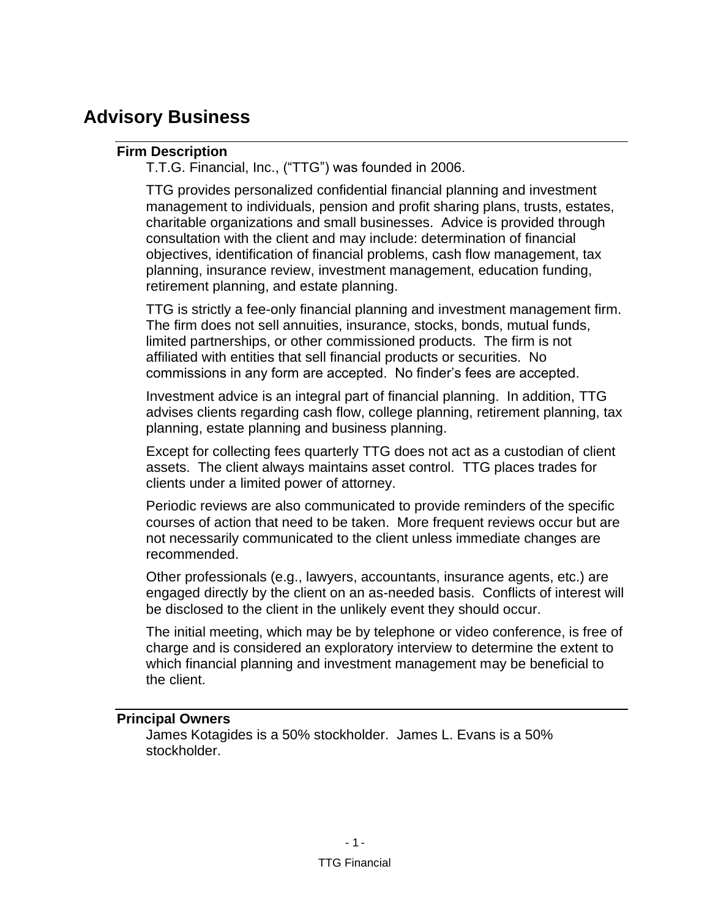# Advisory Business

## Firm Description

T.T.G. Financial, Inc., ("TTG") was founded in 2006.

TTG provides personalized confidential financial planning and investment management to individuals, pension and profit sharing plans, trusts, estates, charitable organizations and small businesses. Advice is provided through consultation with the client and may include: determination of financial objectives, identification of financial problems, cash flow management, tax planning, insurance review, investment management, education funding, retirement planning, and estate planning.

TTG is strictly a fee-only financial planning and investment management firm. The firm does not sell annuities, insurance, stocks, bonds, mutual funds, limited partnerships, or other commissioned products. The firm is not affiliated with entities that sell financial products or securities. No commissions in any form are accepted. No finder's fees are accepted.

Investment advice is an integral part of financial planning. In addition, TTG advises clients regarding cash flow, college planning, retirement planning, tax planning, estate planning and business planning.

Except for collecting fees quarterly TTG does not act as a custodian of client assets. The client always maintains asset control. TTG places trades for clients under a limited power of attorney.

Periodic reviews are also communicated to provide reminders of the specific courses of action that need to be taken. More frequent reviews occur but are not necessarily communicated to the client unless immediate changes are recommended.

Other professionals (e.g., lawyers, accountants, insurance agents, etc.) are engaged directly by the client on an as-needed basis. Conflicts of interest will be disclosed to the client in the unlikely event they should occur.

The initial meeting, which may be by telephone or video conference, is free of charge and is considered an exploratory interview to determine the extent to which financial planning and investment management may be beneficial to the client.

## Principal Owners

James Kotagides is a 50% stockholder. James L. Evans is a 50% stockholder.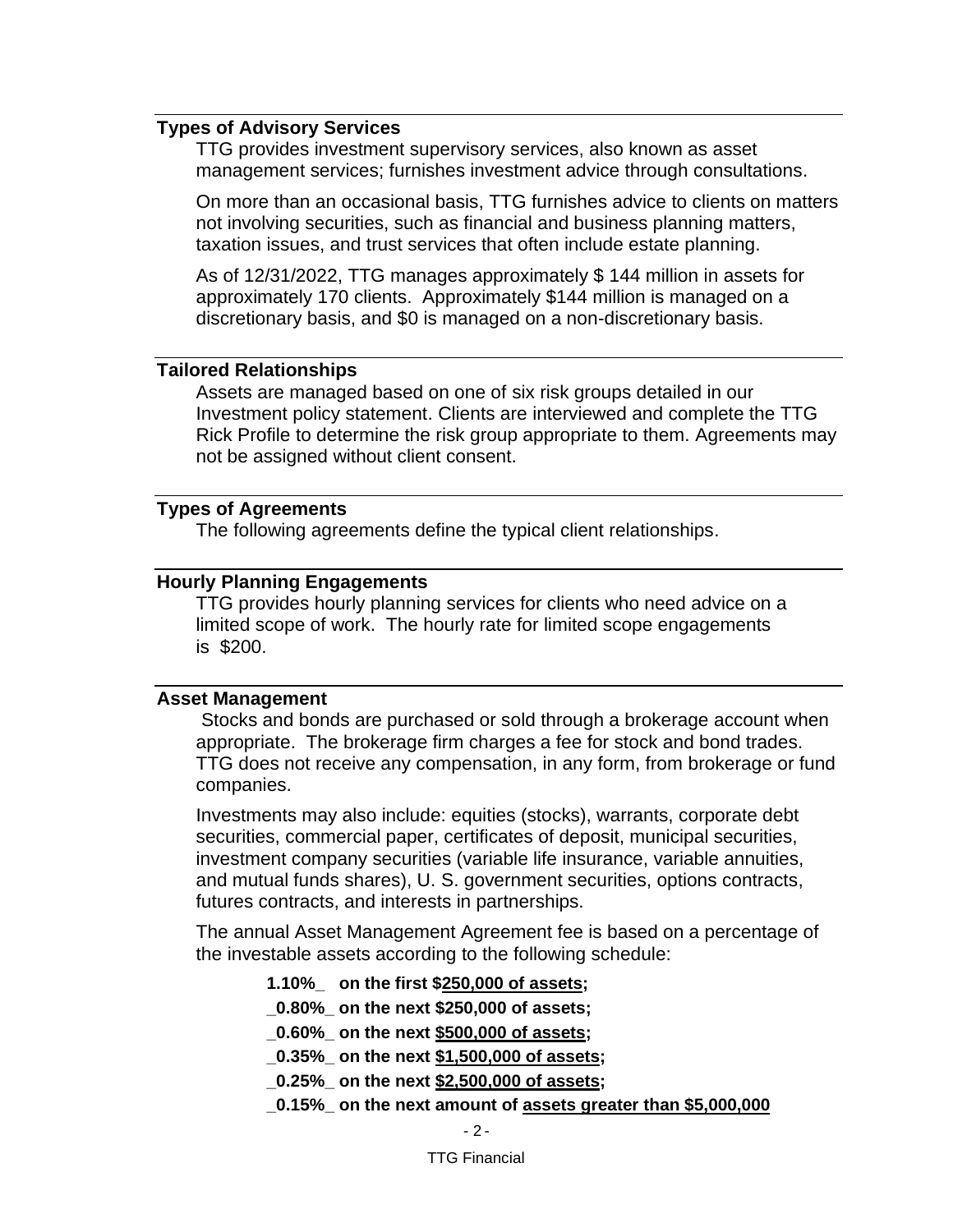## Types of Advisory Services

TTG provides investment supervisory services, also known as asset management services; furnishes investment advice through consultations.

On more than an occasional basis, TTG furnishes advice to clients on matters not involving securities, such as financial and business planning matters, taxation issues, and trust services that often include estate planning.

As of 12/31/2022, TTG manages approximately $ 144 million in assets for approximately 170 clients. Approximately $144 million is managed on a discretionary basis, and $0 is managed on a non-discretionary basis.

## Tailored Relationships

Assets are managed based on one of six risk groups detailed in our Investment policy statement. Clients are interviewed and complete the TTG Rick Profile to determine the risk group appropriate to them. Agreements may not be assigned without client consent.

## Types of Agreements

The following agreements define the typical client relationships.

## Hourly Planning Engagements

TTG provides hourly planning services for clients who need advice on a limited scope of work. The hourly rate for limited scope engagements is $200.

## Asset Management

Stocks and bonds are purchased or sold through a brokerage account when appropriate. The brokerage firm charges a fee for stock and bond trades. TTG does not receive any compensation, in any form, from brokerage or fund companies.

Investments may also include: equities (stocks), warrants, corporate debt securities, commercial paper, certificates of deposit, municipal securities, investment company securities (variable life insurance, variable annuities, and mutual funds shares), U. S. government securities, options contracts, futures contracts, and interests in partnerships.

The annual Asset Management Agreement fee is based on a percentage of the investable assets according to the following schedule:

**1.10%_ on the first $250,000 of assets;**

**_0.80%_ on the next $250,000 of assets;**

**_0.60%_ on the next $500,000 of assets;**

**_0.35%_ on the next $1,500,000 of assets;**

**_0.25%_ on the next $2,500,000 of assets;**

**_0.15%_ on the next amount of assets greater than $5,000,000**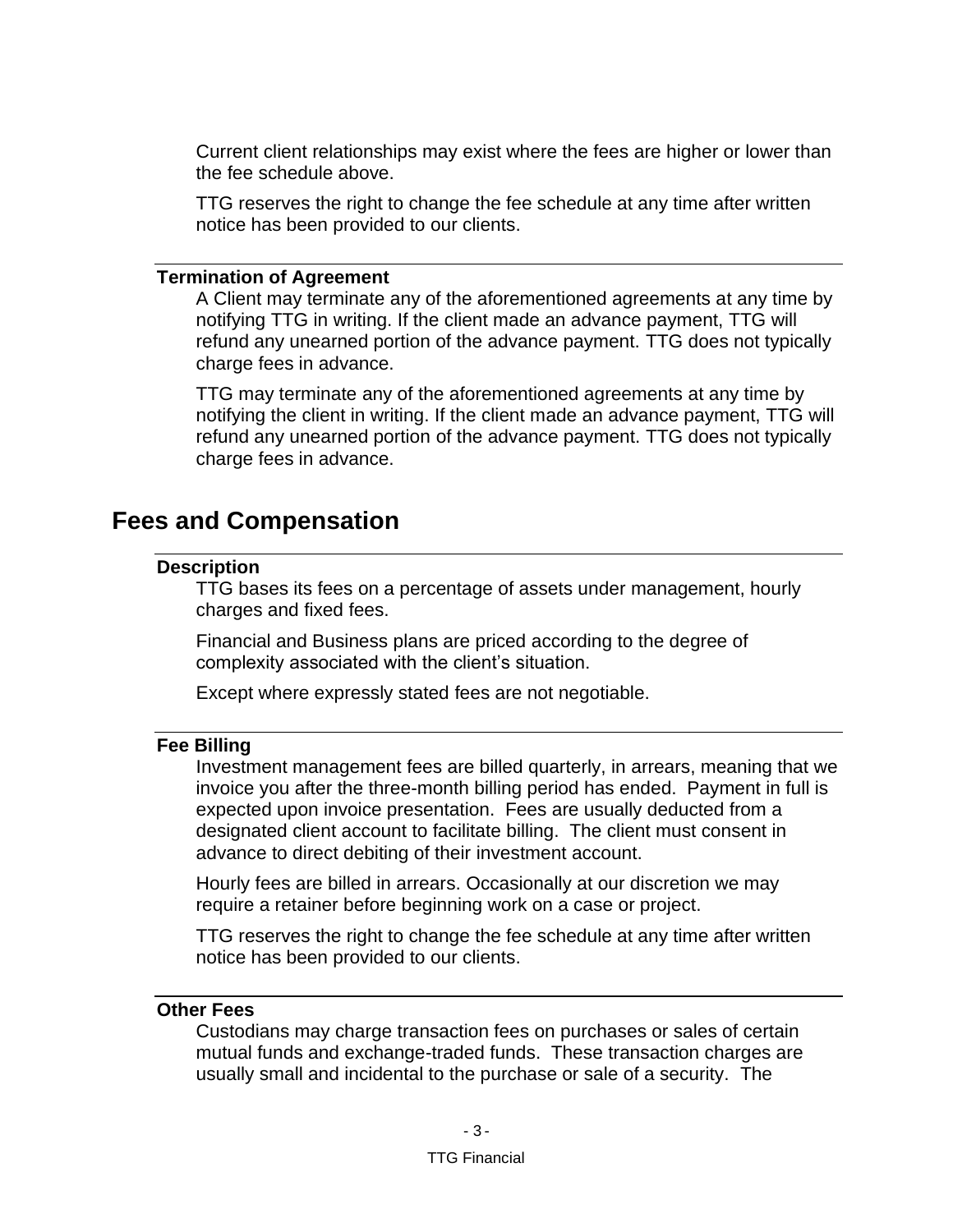Current client relationships may exist where the fees are higher or lower than the fee schedule above.

TTG reserves the right to change the fee schedule at any time after written notice has been provided to our clients.

### Termination of Agreement

A Client may terminate any of the aforementioned agreements at any time by notifying TTG in writing. If the client made an advance payment, TTG will refund any unearned portion of the advance payment. TTG does not typically charge fees in advance.

TTG may terminate any of the aforementioned agreements at any time by notifying the client in writing. If the client made an advance payment, TTG will refund any unearned portion of the advance payment. TTG does not typically charge fees in advance.

## Fees and Compensation

### Description

TTG bases its fees on a percentage of assets under management, hourly charges and fixed fees.

Financial and Business plans are priced according to the degree of complexity associated with the client's situation.

Except where expressly stated fees are not negotiable.

### Fee Billing

Investment management fees are billed quarterly, in arrears, meaning that we invoice you after the three-month billing period has ended. Payment in full is expected upon invoice presentation. Fees are usually deducted from a designated client account to facilitate billing. The client must consent in advance to direct debiting of their investment account.

Hourly fees are billed in arrears. Occasionally at our discretion we may require a retainer before beginning work on a case or project.

TTG reserves the right to change the fee schedule at any time after written notice has been provided to our clients.

### Other Fees

Custodians may charge transaction fees on purchases or sales of certain mutual funds and exchange-traded funds. These transaction charges are usually small and incidental to the purchase or sale of a security. The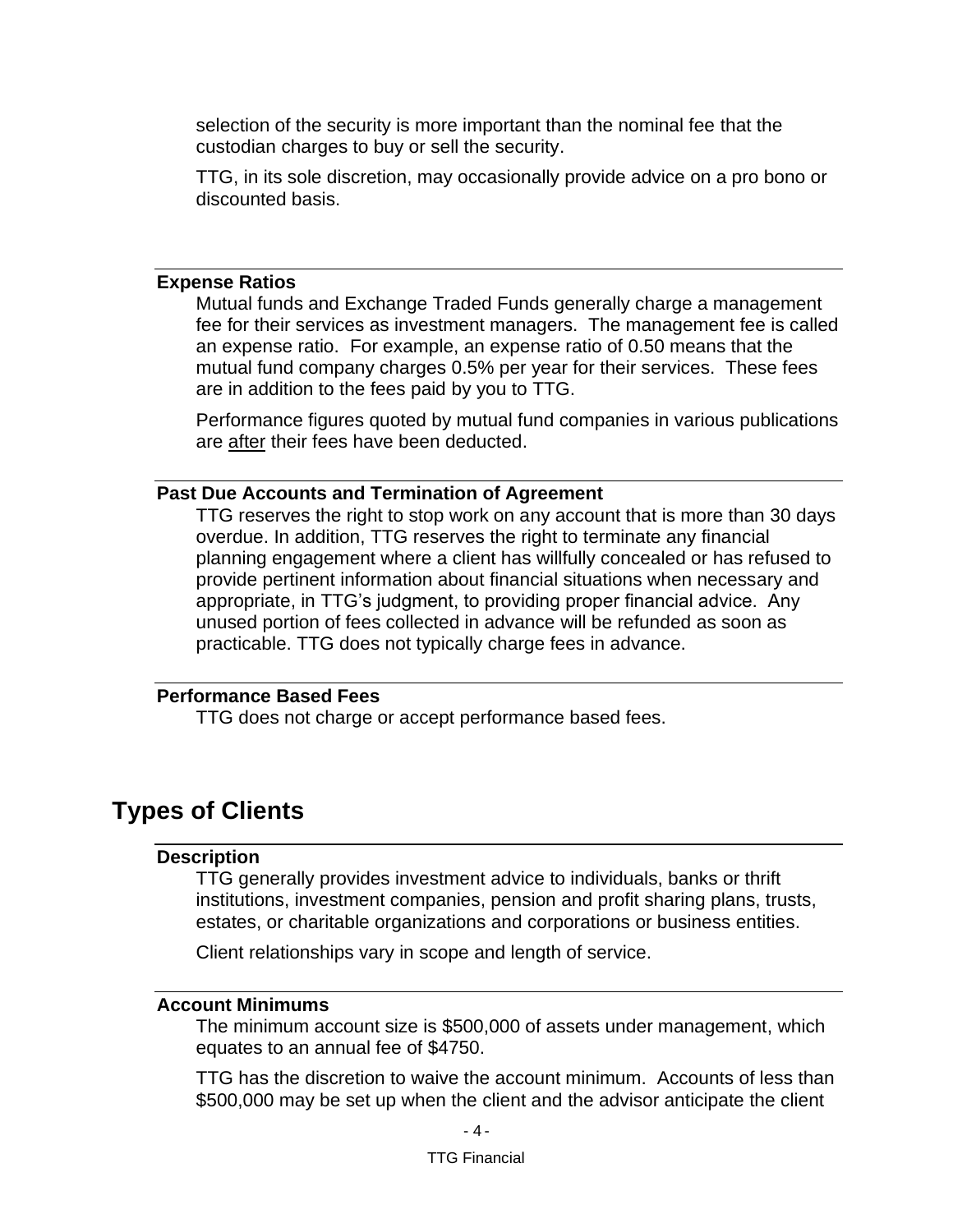selection of the security is more important than the nominal fee that the custodian charges to buy or sell the security.

TTG, in its sole discretion, may occasionally provide advice on a pro bono or discounted basis.

### Expense Ratios

Mutual funds and Exchange Traded Funds generally charge a management fee for their services as investment managers. The management fee is called an expense ratio. For example, an expense ratio of 0.50 means that the mutual fund company charges 0.5% per year for their services. These fees are in addition to the fees paid by you to TTG.

Performance figures quoted by mutual fund companies in various publications are <u>after</u> their fees have been deducted.

### Past Due Accounts and Termination of Agreement

TTG reserves the right to stop work on any account that is more than 30 days overdue. In addition, TTG reserves the right to terminate any financial planning engagement where a client has willfully concealed or has refused to provide pertinent information about financial situations when necessary and appropriate, in TTG's judgment, to providing proper financial advice. Any unused portion of fees collected in advance will be refunded as soon as practicable. TTG does not typically charge fees in advance.

### Performance Based Fees

TTG does not charge or accept performance based fees.

## Types of Clients

### Description

TTG generally provides investment advice to individuals, banks or thrift institutions, investment companies, pension and profit sharing plans, trusts, estates, or charitable organizations and corporations or business entities.

Client relationships vary in scope and length of service.

### Account Minimums

The minimum account size is $500,000 of assets under management, which equates to an annual fee of $4750.

TTG has the discretion to waive the account minimum. Accounts of less than $500,000 may be set up when the client and the advisor anticipate the client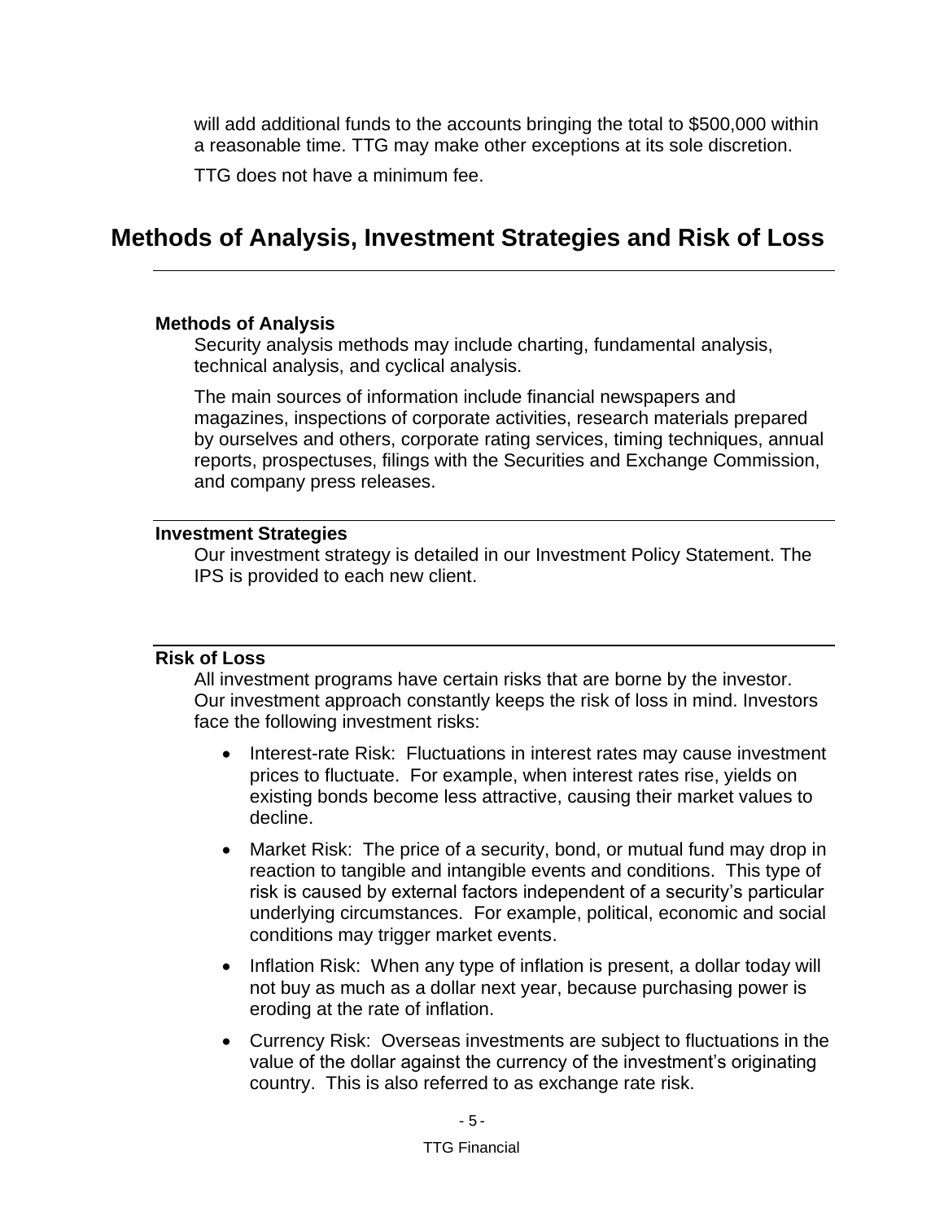will add additional funds to the accounts bringing the total to $500,000 within a reasonable time. TTG may make other exceptions at its sole discretion.

TTG does not have a minimum fee.

## Methods of Analysis, Investment Strategies and Risk of Loss

### Methods of Analysis

Security analysis methods may include charting, fundamental analysis, technical analysis, and cyclical analysis.

The main sources of information include financial newspapers and magazines, inspections of corporate activities, research materials prepared by ourselves and others, corporate rating services, timing techniques, annual reports, prospectuses, filings with the Securities and Exchange Commission, and company press releases.

### Investment Strategies

Our investment strategy is detailed in our Investment Policy Statement. The IPS is provided to each new client.

### Risk of Loss

All investment programs have certain risks that are borne by the investor. Our investment approach constantly keeps the risk of loss in mind. Investors face the following investment risks:

- Interest-rate Risk: Fluctuations in interest rates may cause investment prices to fluctuate. For example, when interest rates rise, yields on existing bonds become less attractive, causing their market values to decline.
- Market Risk: The price of a security, bond, or mutual fund may drop in reaction to tangible and intangible events and conditions. This type of risk is caused by external factors independent of a security's particular underlying circumstances. For example, political, economic and social conditions may trigger market events.
- Inflation Risk: When any type of inflation is present, a dollar today will not buy as much as a dollar next year, because purchasing power is eroding at the rate of inflation.
- Currency Risk: Overseas investments are subject to fluctuations in the value of the dollar against the currency of the investment's originating country. This is also referred to as exchange rate risk.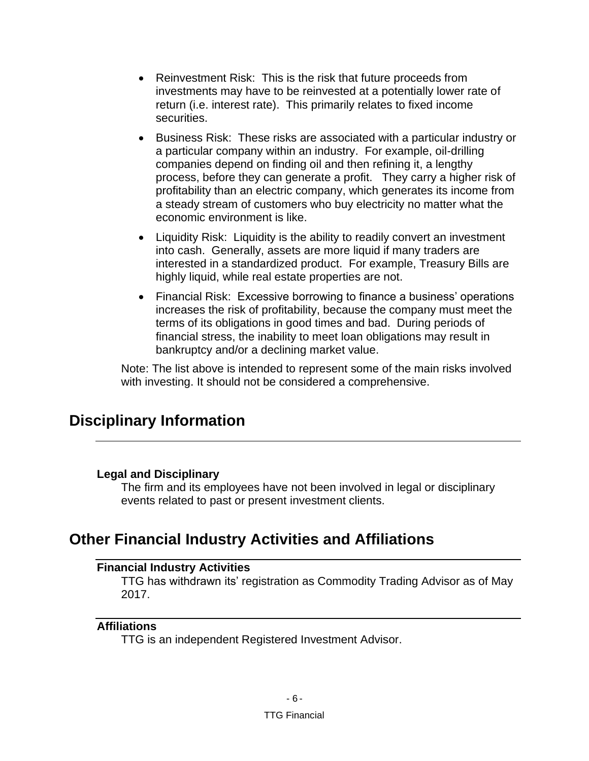- Reinvestment Risk: This is the risk that future proceeds from investments may have to be reinvested at a potentially lower rate of return (i.e. interest rate). This primarily relates to fixed income securities.
- Business Risk: These risks are associated with a particular industry or a particular company within an industry. For example, oil-drilling companies depend on finding oil and then refining it, a lengthy process, before they can generate a profit. They carry a higher risk of profitability than an electric company, which generates its income from a steady stream of customers who buy electricity no matter what the economic environment is like.
- Liquidity Risk: Liquidity is the ability to readily convert an investment into cash. Generally, assets are more liquid if many traders are interested in a standardized product. For example, Treasury Bills are highly liquid, while real estate properties are not.
- Financial Risk: Excessive borrowing to finance a business' operations increases the risk of profitability, because the company must meet the terms of its obligations in good times and bad. During periods of financial stress, the inability to meet loan obligations may result in bankruptcy and/or a declining market value.

Note: The list above is intended to represent some of the main risks involved with investing. It should not be considered a comprehensive.

## Disciplinary Information

### Legal and Disciplinary

The firm and its employees have not been involved in legal or disciplinary events related to past or present investment clients.

## Other Financial Industry Activities and Affiliations

### Financial Industry Activities

TTG has withdrawn its' registration as Commodity Trading Advisor as of May 2017.

### Affiliations

TTG is an independent Registered Investment Advisor.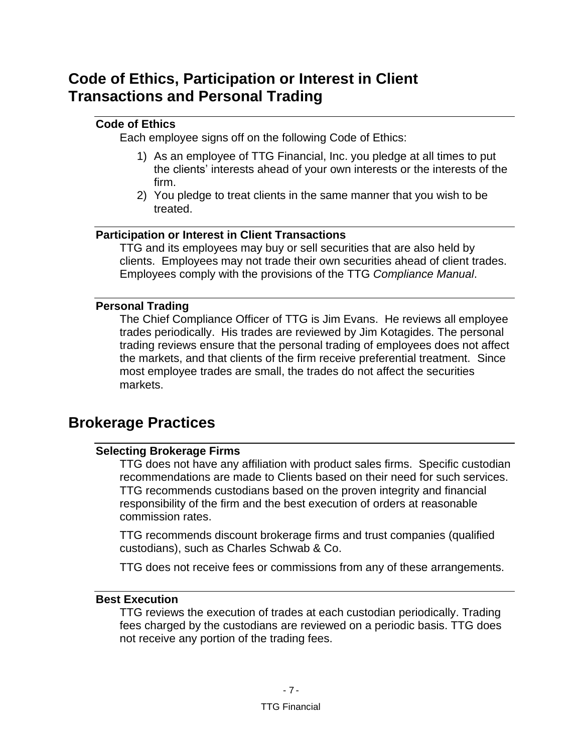## Code of Ethics, Participation or Interest in Client Transactions and Personal Trading

### Code of Ethics

Each employee signs off on the following Code of Ethics:

1) As an employee of TTG Financial, Inc. you pledge at all times to put the clients' interests ahead of your own interests or the interests of the firm.
2) You pledge to treat clients in the same manner that you wish to be treated.

### Participation or Interest in Client Transactions

TTG and its employees may buy or sell securities that are also held by clients. Employees may not trade their own securities ahead of client trades. Employees comply with the provisions of the TTG *Compliance Manual*.

### Personal Trading

The Chief Compliance Officer of TTG is Jim Evans. He reviews all employee trades periodically. His trades are reviewed by Jim Kotagides. The personal trading reviews ensure that the personal trading of employees does not affect the markets, and that clients of the firm receive preferential treatment. Since most employee trades are small, the trades do not affect the securities markets.

## Brokerage Practices

### Selecting Brokerage Firms

TTG does not have any affiliation with product sales firms. Specific custodian recommendations are made to Clients based on their need for such services. TTG recommends custodians based on the proven integrity and financial responsibility of the firm and the best execution of orders at reasonable commission rates.

TTG recommends discount brokerage firms and trust companies (qualified custodians), such as Charles Schwab & Co.

TTG does not receive fees or commissions from any of these arrangements.

### Best Execution

TTG reviews the execution of trades at each custodian periodically. Trading fees charged by the custodians are reviewed on a periodic basis. TTG does not receive any portion of the trading fees.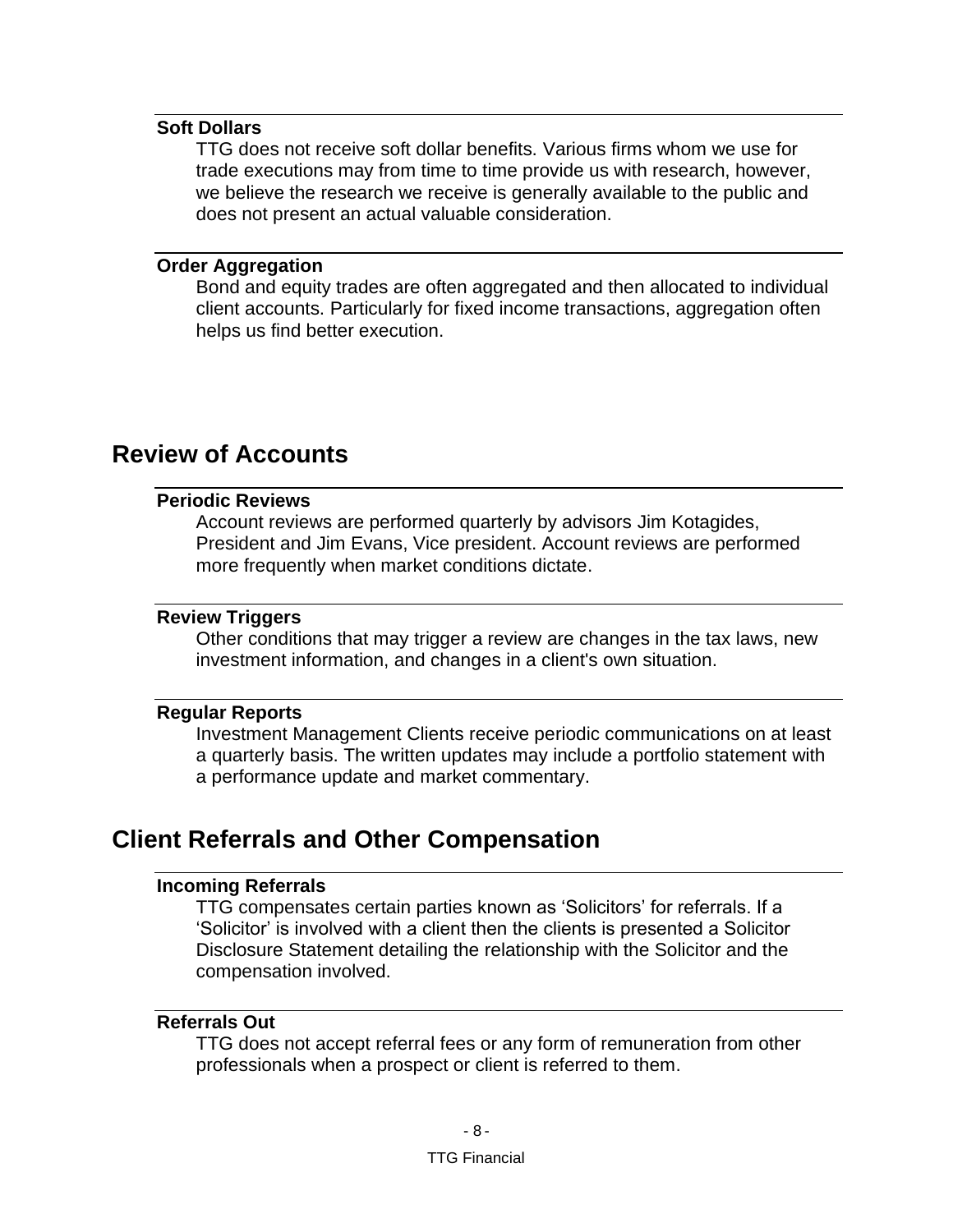### Soft Dollars

TTG does not receive soft dollar benefits. Various firms whom we use for trade executions may from time to time provide us with research, however, we believe the research we receive is generally available to the public and does not present an actual valuable consideration.

### Order Aggregation

Bond and equity trades are often aggregated and then allocated to individual client accounts. Particularly for fixed income transactions, aggregation often helps us find better execution.

## Review of Accounts

### Periodic Reviews

Account reviews are performed quarterly by advisors Jim Kotagides, President and Jim Evans, Vice president. Account reviews are performed more frequently when market conditions dictate.

### Review Triggers

Other conditions that may trigger a review are changes in the tax laws, new investment information, and changes in a client's own situation.

### Regular Reports

Investment Management Clients receive periodic communications on at least a quarterly basis. The written updates may include a portfolio statement with a performance update and market commentary.

## Client Referrals and Other Compensation

### Incoming Referrals

TTG compensates certain parties known as 'Solicitors' for referrals. If a 'Solicitor' is involved with a client then the clients is presented a Solicitor Disclosure Statement detailing the relationship with the Solicitor and the compensation involved.

### Referrals Out

TTG does not accept referral fees or any form of remuneration from other professionals when a prospect or client is referred to them.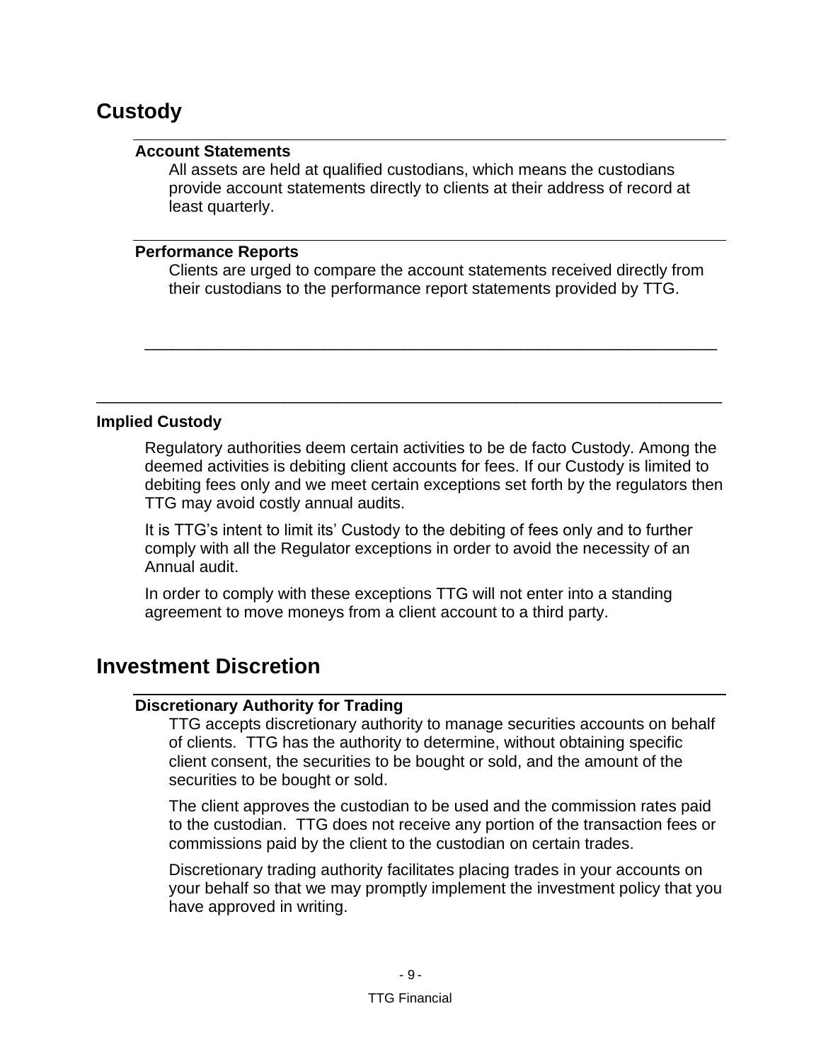## Custody

### Account Statements

All assets are held at qualified custodians, which means the custodians provide account statements directly to clients at their address of record at least quarterly.

### Performance Reports

Clients are urged to compare the account statements received directly from their custodians to the performance report statements provided by TTG.

---

### Implied Custody

Regulatory authorities deem certain activities to be de facto Custody. Among the deemed activities is debiting client accounts for fees. If our Custody is limited to debiting fees only and we meet certain exceptions set forth by the regulators then TTG may avoid costly annual audits.

It is TTG's intent to limit its' Custody to the debiting of fees only and to further comply with all the Regulator exceptions in order to avoid the necessity of an Annual audit.

In order to comply with these exceptions TTG will not enter into a standing agreement to move moneys from a client account to a third party.

## Investment Discretion

### Discretionary Authority for Trading

TTG accepts discretionary authority to manage securities accounts on behalf of clients. TTG has the authority to determine, without obtaining specific client consent, the securities to be bought or sold, and the amount of the securities to be bought or sold.

The client approves the custodian to be used and the commission rates paid to the custodian. TTG does not receive any portion of the transaction fees or commissions paid by the client to the custodian on certain trades.

Discretionary trading authority facilitates placing trades in your accounts on your behalf so that we may promptly implement the investment policy that you have approved in writing.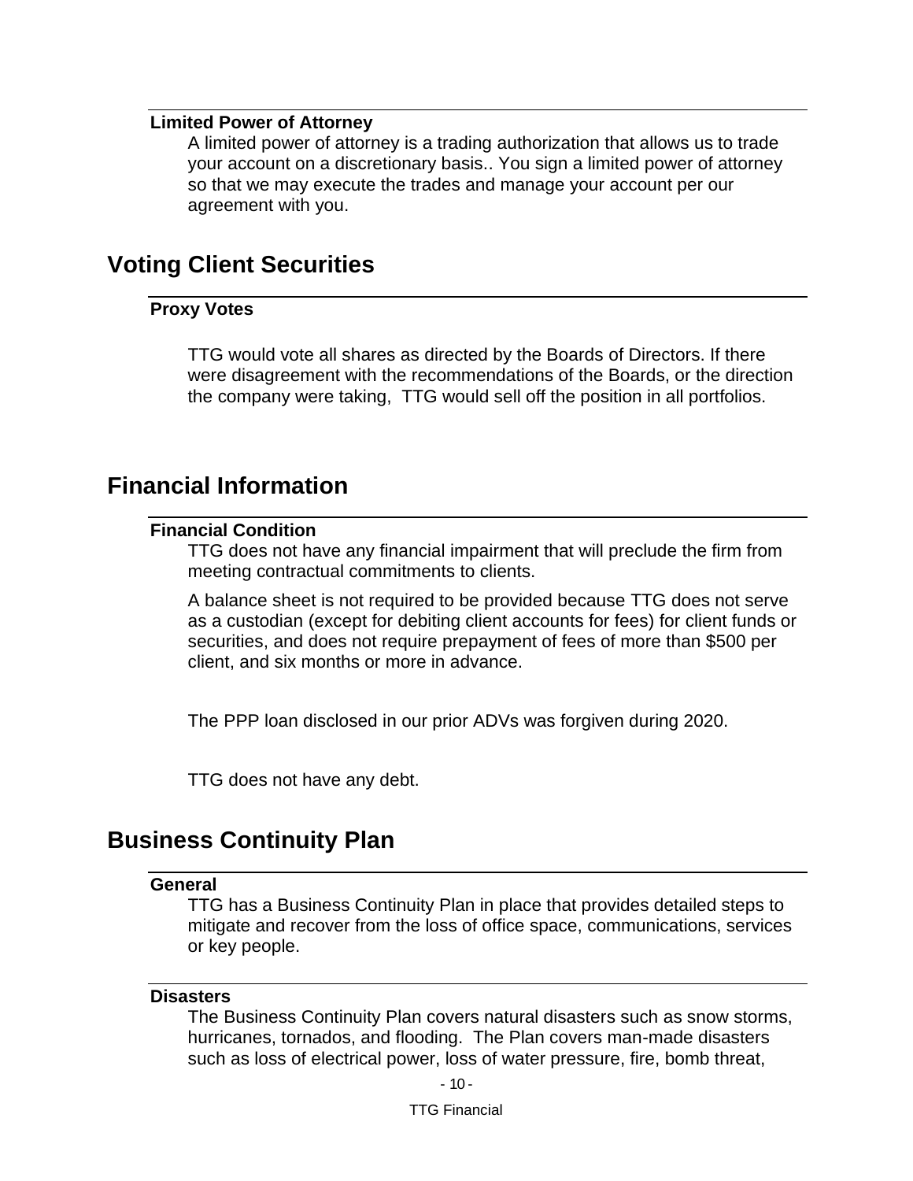### Limited Power of Attorney

A limited power of attorney is a trading authorization that allows us to trade your account on a discretionary basis.. You sign a limited power of attorney so that we may execute the trades and manage your account per our agreement with you.

## Voting Client Securities

### Proxy Votes

TTG would vote all shares as directed by the Boards of Directors. If there were disagreement with the recommendations of the Boards, or the direction the company were taking, TTG would sell off the position in all portfolios.

## Financial Information

### Financial Condition

TTG does not have any financial impairment that will preclude the firm from meeting contractual commitments to clients.

A balance sheet is not required to be provided because TTG does not serve as a custodian (except for debiting client accounts for fees) for client funds or securities, and does not require prepayment of fees of more than $500 per client, and six months or more in advance.

The PPP loan disclosed in our prior ADVs was forgiven during 2020.

TTG does not have any debt.

## Business Continuity Plan

### General

TTG has a Business Continuity Plan in place that provides detailed steps to mitigate and recover from the loss of office space, communications, services or key people.

### Disasters

The Business Continuity Plan covers natural disasters such as snow storms, hurricanes, tornados, and flooding. The Plan covers man-made disasters such as loss of electrical power, loss of water pressure, fire, bomb threat,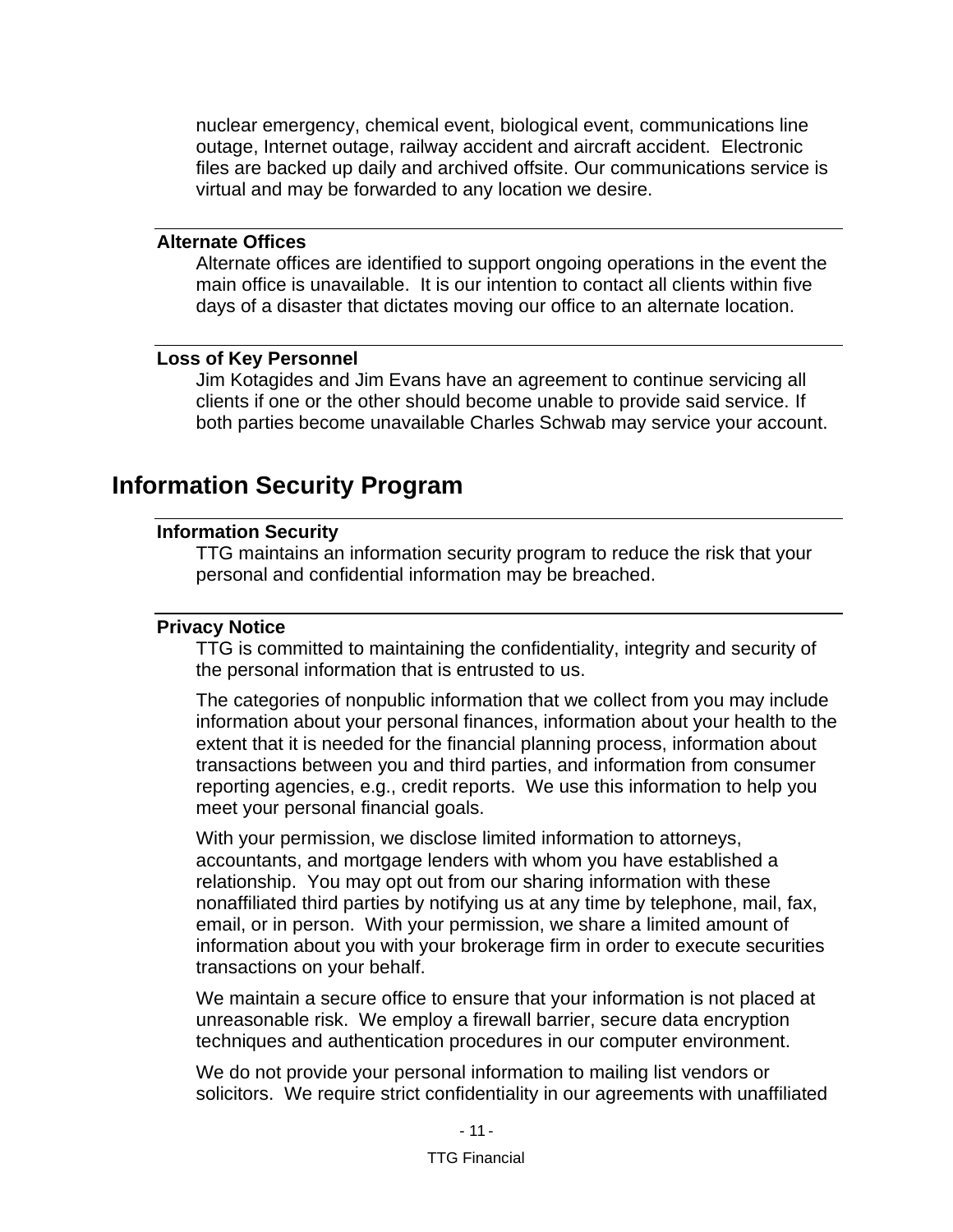nuclear emergency, chemical event, biological event, communications line outage, Internet outage, railway accident and aircraft accident.  Electronic files are backed up daily and archived offsite. Our communications service is virtual and may be forwarded to any location we desire.

### Alternate Offices

Alternate offices are identified to support ongoing operations in the event the main office is unavailable.  It is our intention to contact all clients within five days of a disaster that dictates moving our office to an alternate location.

### Loss of Key Personnel

Jim Kotagides and Jim Evans have an agreement to continue servicing all clients if one or the other should become unable to provide said service. If both parties become unavailable Charles Schwab may service your account.

## Information Security Program

### Information Security

TTG maintains an information security program to reduce the risk that your personal and confidential information may be breached.

### Privacy Notice

TTG is committed to maintaining the confidentiality, integrity and security of the personal information that is entrusted to us.

The categories of nonpublic information that we collect from you may include information about your personal finances, information about your health to the extent that it is needed for the financial planning process, information about transactions between you and third parties, and information from consumer reporting agencies, e.g., credit reports.  We use this information to help you meet your personal financial goals.

With your permission, we disclose limited information to attorneys, accountants, and mortgage lenders with whom you have established a relationship.  You may opt out from our sharing information with these nonaffiliated third parties by notifying us at any time by telephone, mail, fax, email, or in person.  With your permission, we share a limited amount of information about you with your brokerage firm in order to execute securities transactions on your behalf.

We maintain a secure office to ensure that your information is not placed at unreasonable risk.  We employ a firewall barrier, secure data encryption techniques and authentication procedures in our computer environment.

We do not provide your personal information to mailing list vendors or solicitors.  We require strict confidentiality in our agreements with unaffiliated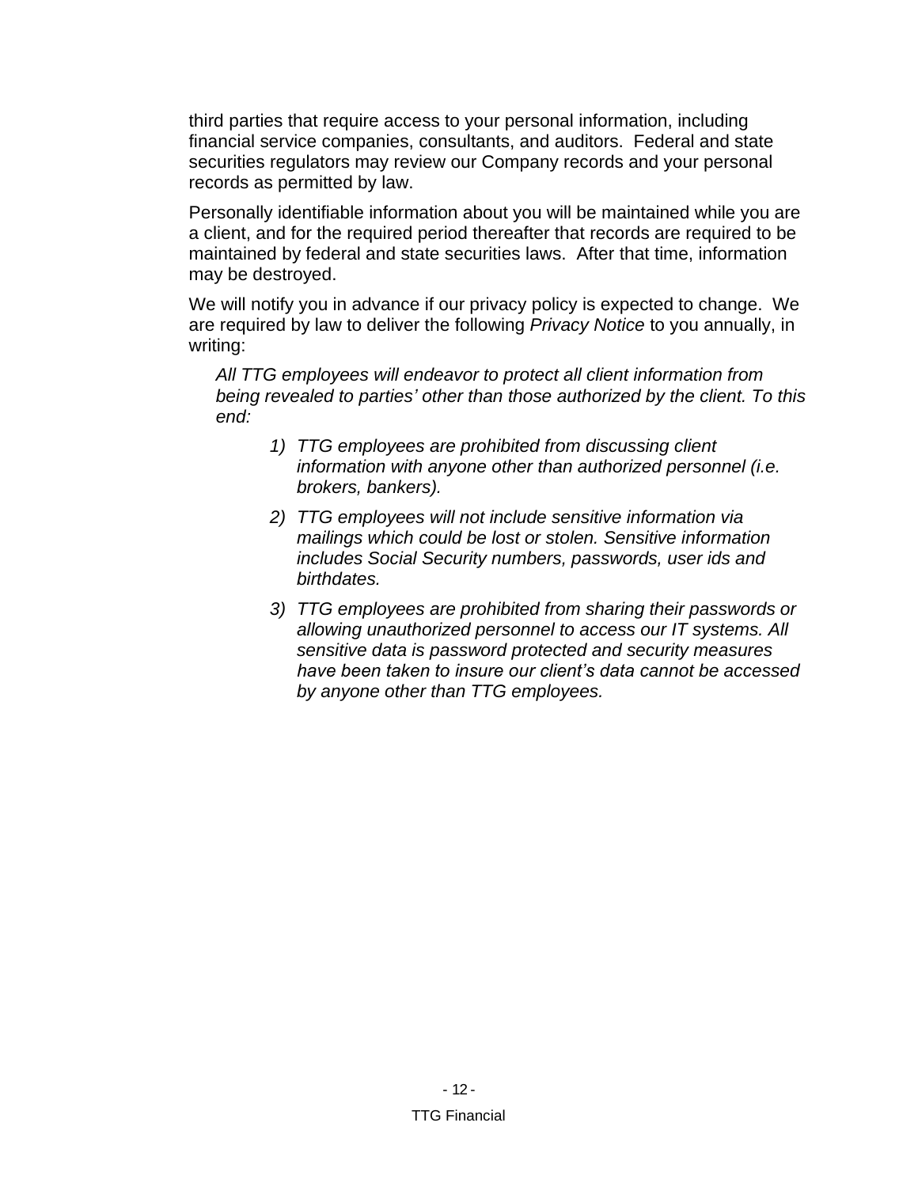third parties that require access to your personal information, including financial service companies, consultants, and auditors. Federal and state securities regulators may review our Company records and your personal records as permitted by law.

Personally identifiable information about you will be maintained while you are a client, and for the required period thereafter that records are required to be maintained by federal and state securities laws. After that time, information may be destroyed.

We will notify you in advance if our privacy policy is expected to change. We are required by law to deliver the following *Privacy Notice* to you annually, in writing:

> *All TTG employees will endeavor to protect all client information from being revealed to parties' other than those authorized by the client. To this end:*
>
> 1) *TTG employees are prohibited from discussing client information with anyone other than authorized personnel (i.e. brokers, bankers).*
> 2) *TTG employees will not include sensitive information via mailings which could be lost or stolen. Sensitive information includes Social Security numbers, passwords, user ids and birthdates.*
> 3) *TTG employees are prohibited from sharing their passwords or allowing unauthorized personnel to access our IT systems. All sensitive data is password protected and security measures have been taken to insure our client's data cannot be accessed by anyone other than TTG employees.*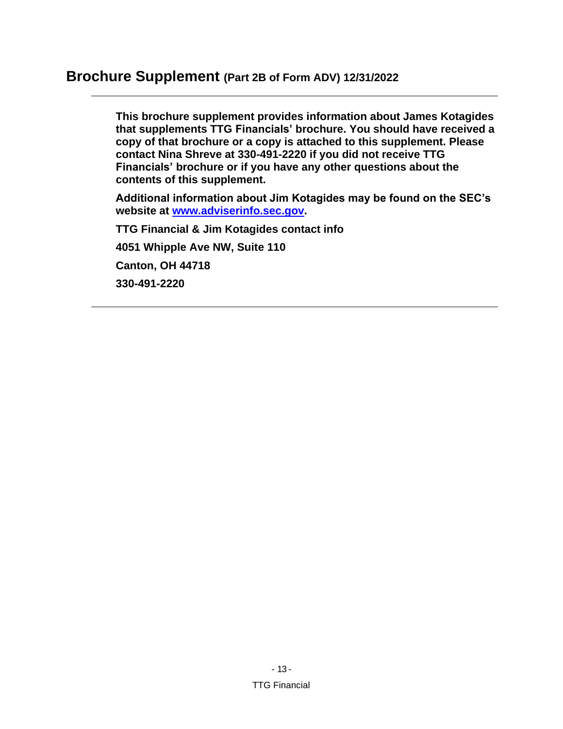# Brochure Supplement (Part 2B of Form ADV) 12/31/2022

---

**This brochure supplement provides information about James Kotagides that supplements TTG Financials' brochure. You should have received a copy of that brochure or a copy is attached to this supplement. Please contact Nina Shreve at 330-491-2220 if you did not receive TTG Financials' brochure or if you have any other questions about the contents of this supplement.**

**Additional information about Jim Kotagides may be found on the SEC's website at [www.adviserinfo.sec.gov](http://www.adviserinfo.sec.gov).**

**TTG Financial & Jim Kotagides contact info**

**4051 Whipple Ave NW, Suite 110**

**Canton, OH 44718**

**330-491-2220**

---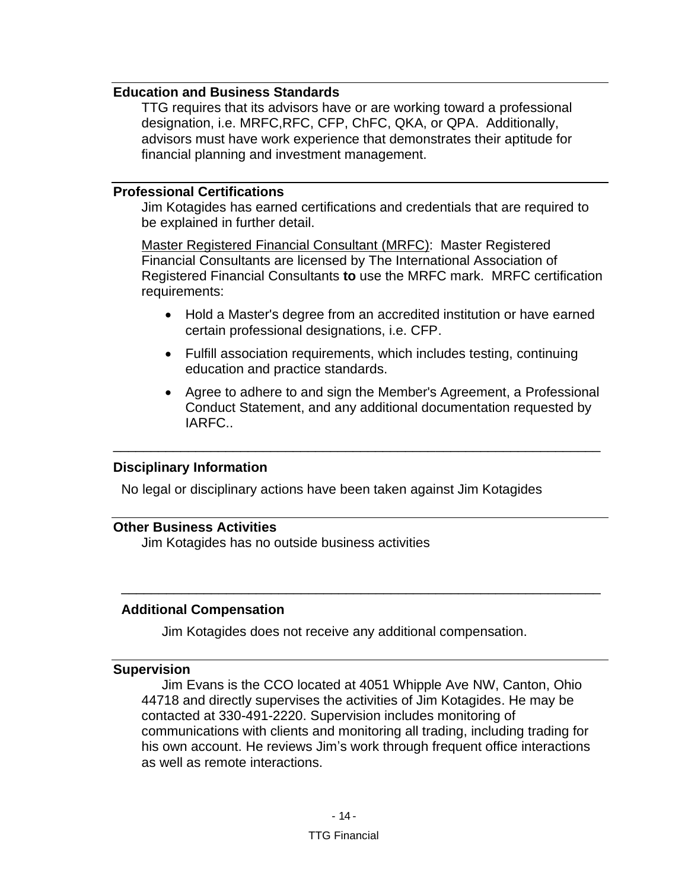## Education and Business Standards

TTG requires that its advisors have or are working toward a professional designation, i.e. MRFC,RFC, CFP, ChFC, QKA, or QPA. Additionally, advisors must have work experience that demonstrates their aptitude for financial planning and investment management.

## Professional Certifications

Jim Kotagides has earned certifications and credentials that are required to be explained in further detail.

Master Registered Financial Consultant (MRFC): Master Registered Financial Consultants are licensed by The International Association of Registered Financial Consultants **to** use the MRFC mark. MRFC certification requirements:

- Hold a Master's degree from an accredited institution or have earned certain professional designations, i.e. CFP.
- Fulfill association requirements, which includes testing, continuing education and practice standards.
- Agree to adhere to and sign the Member's Agreement, a Professional Conduct Statement, and any additional documentation requested by IARFC..

## Disciplinary Information

No legal or disciplinary actions have been taken against Jim Kotagides

## Other Business Activities

Jim Kotagides has no outside business activities

## Additional Compensation

Jim Kotagides does not receive any additional compensation.

## Supervision

Jim Evans is the CCO located at 4051 Whipple Ave NW, Canton, Ohio 44718 and directly supervises the activities of Jim Kotagides. He may be contacted at 330-491-2220. Supervision includes monitoring of communications with clients and monitoring all trading, including trading for his own account. He reviews Jim's work through frequent office interactions as well as remote interactions.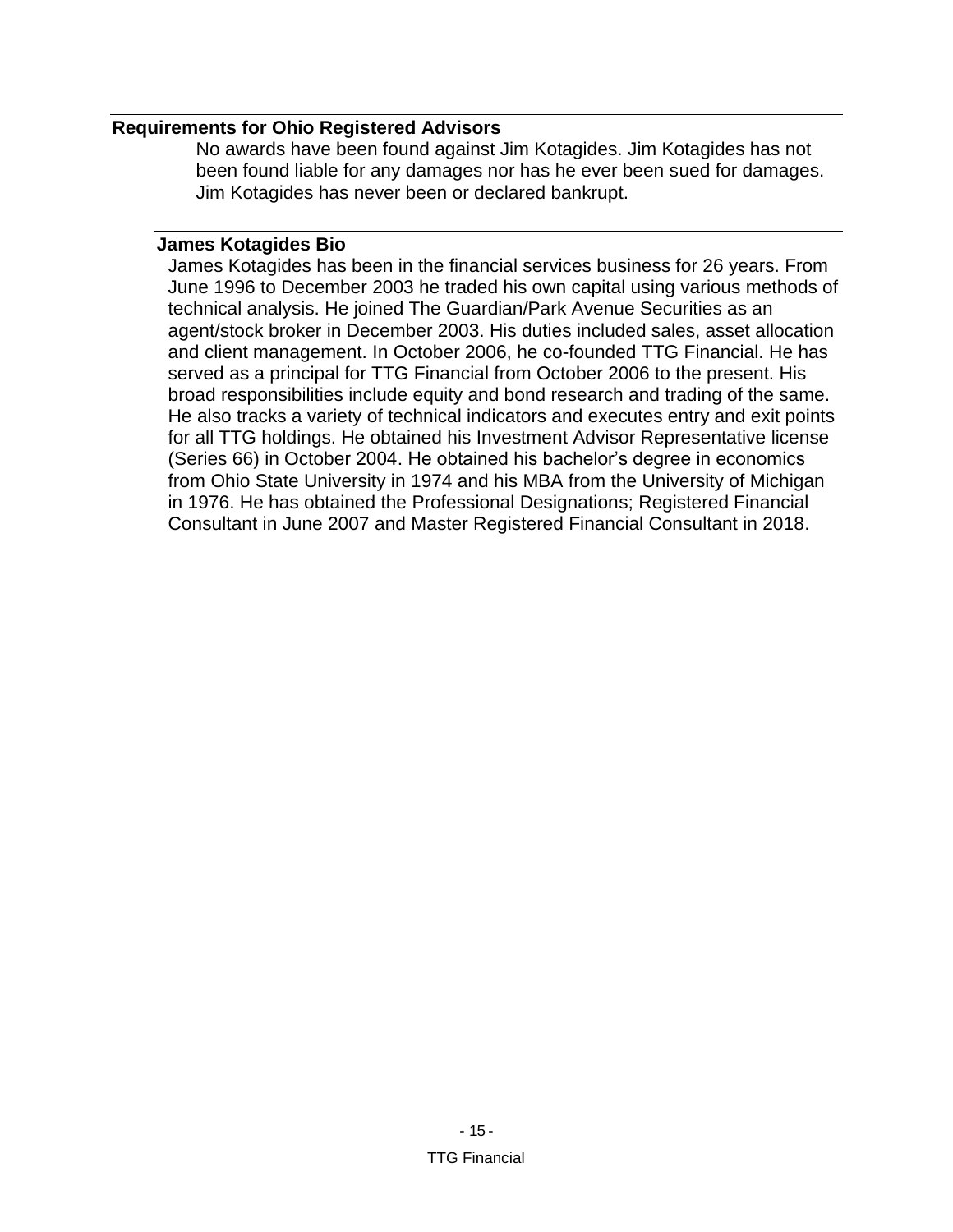## Requirements for Ohio Registered Advisors

No awards have been found against Jim Kotagides. Jim Kotagides has not been found liable for any damages nor has he ever been sued for damages. Jim Kotagides has never been or declared bankrupt.

## James Kotagides Bio

James Kotagides has been in the financial services business for 26 years. From June 1996 to December 2003 he traded his own capital using various methods of technical analysis. He joined The Guardian/Park Avenue Securities as an agent/stock broker in December 2003. His duties included sales, asset allocation and client management. In October 2006, he co-founded TTG Financial. He has served as a principal for TTG Financial from October 2006 to the present. His broad responsibilities include equity and bond research and trading of the same. He also tracks a variety of technical indicators and executes entry and exit points for all TTG holdings. He obtained his Investment Advisor Representative license (Series 66) in October 2004. He obtained his bachelor's degree in economics from Ohio State University in 1974 and his MBA from the University of Michigan in 1976. He has obtained the Professional Designations; Registered Financial Consultant in June 2007 and Master Registered Financial Consultant in 2018.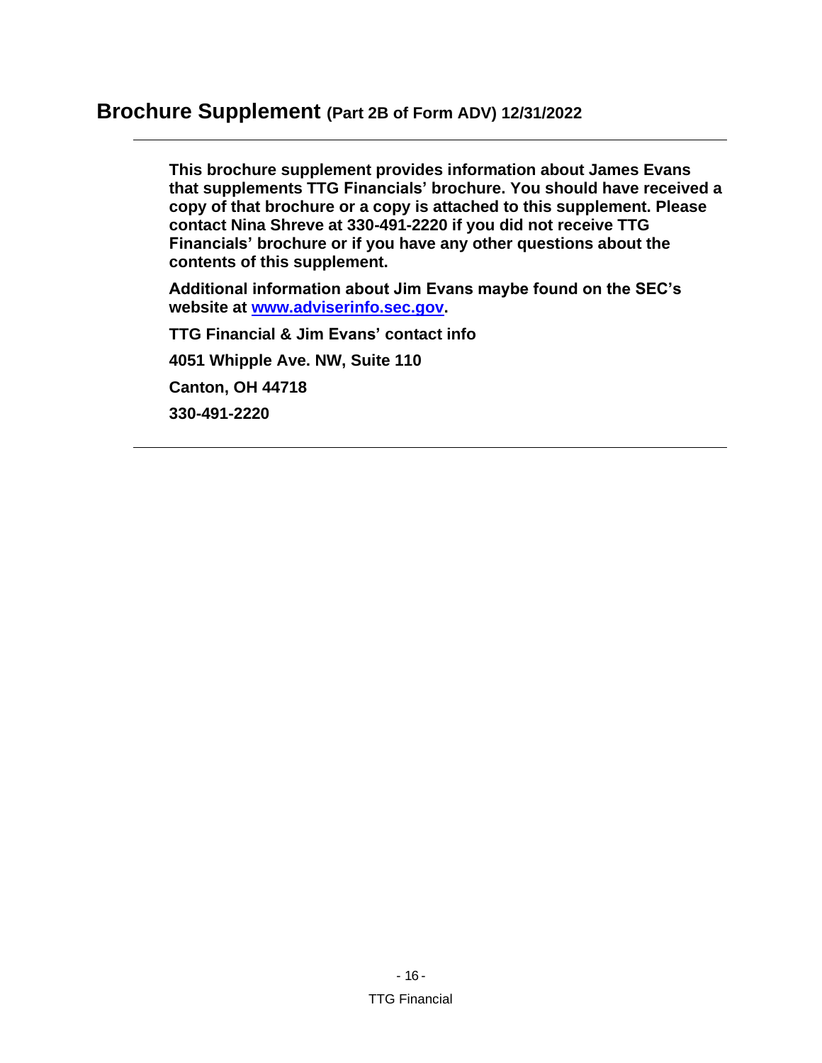# Brochure Supplement (Part 2B of Form ADV) 12/31/2022

---

**This brochure supplement provides information about James Evans that supplements TTG Financials' brochure. You should have received a copy of that brochure or a copy is attached to this supplement. Please contact Nina Shreve at 330-491-2220 if you did not receive TTG Financials' brochure or if you have any other questions about the contents of this supplement.**

**Additional information about Jim Evans maybe found on the SEC's website at [www.adviserinfo.sec.gov](http://www.adviserinfo.sec.gov).**

**TTG Financial & Jim Evans' contact info**

**4051 Whipple Ave. NW, Suite 110**

**Canton, OH 44718**

**330-491-2220**

---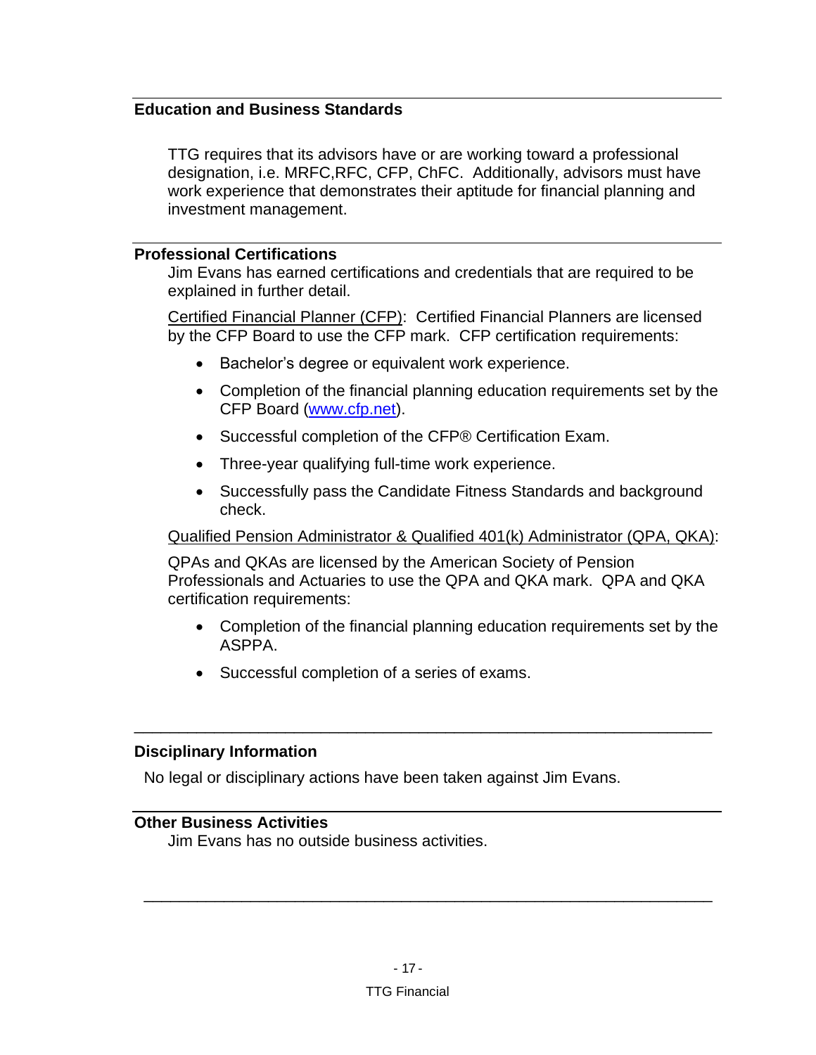## Education and Business Standards

TTG requires that its advisors have or are working toward a professional designation, i.e. MRFC,RFC, CFP, ChFC. Additionally, advisors must have work experience that demonstrates their aptitude for financial planning and investment management.

## Professional Certifications

Jim Evans has earned certifications and credentials that are required to be explained in further detail.

Certified Financial Planner (CFP): Certified Financial Planners are licensed by the CFP Board to use the CFP mark. CFP certification requirements:

- Bachelor's degree or equivalent work experience.
- Completion of the financial planning education requirements set by the CFP Board (www.cfp.net).
- Successful completion of the CFP® Certification Exam.
- Three-year qualifying full-time work experience.
- Successfully pass the Candidate Fitness Standards and background check.

Qualified Pension Administrator & Qualified 401(k) Administrator (QPA, QKA):

QPAs and QKAs are licensed by the American Society of Pension Professionals and Actuaries to use the QPA and QKA mark. QPA and QKA certification requirements:

- Completion of the financial planning education requirements set by the ASPPA.
- Successful completion of a series of exams.

## Disciplinary Information

No legal or disciplinary actions have been taken against Jim Evans.

## Other Business Activities

Jim Evans has no outside business activities.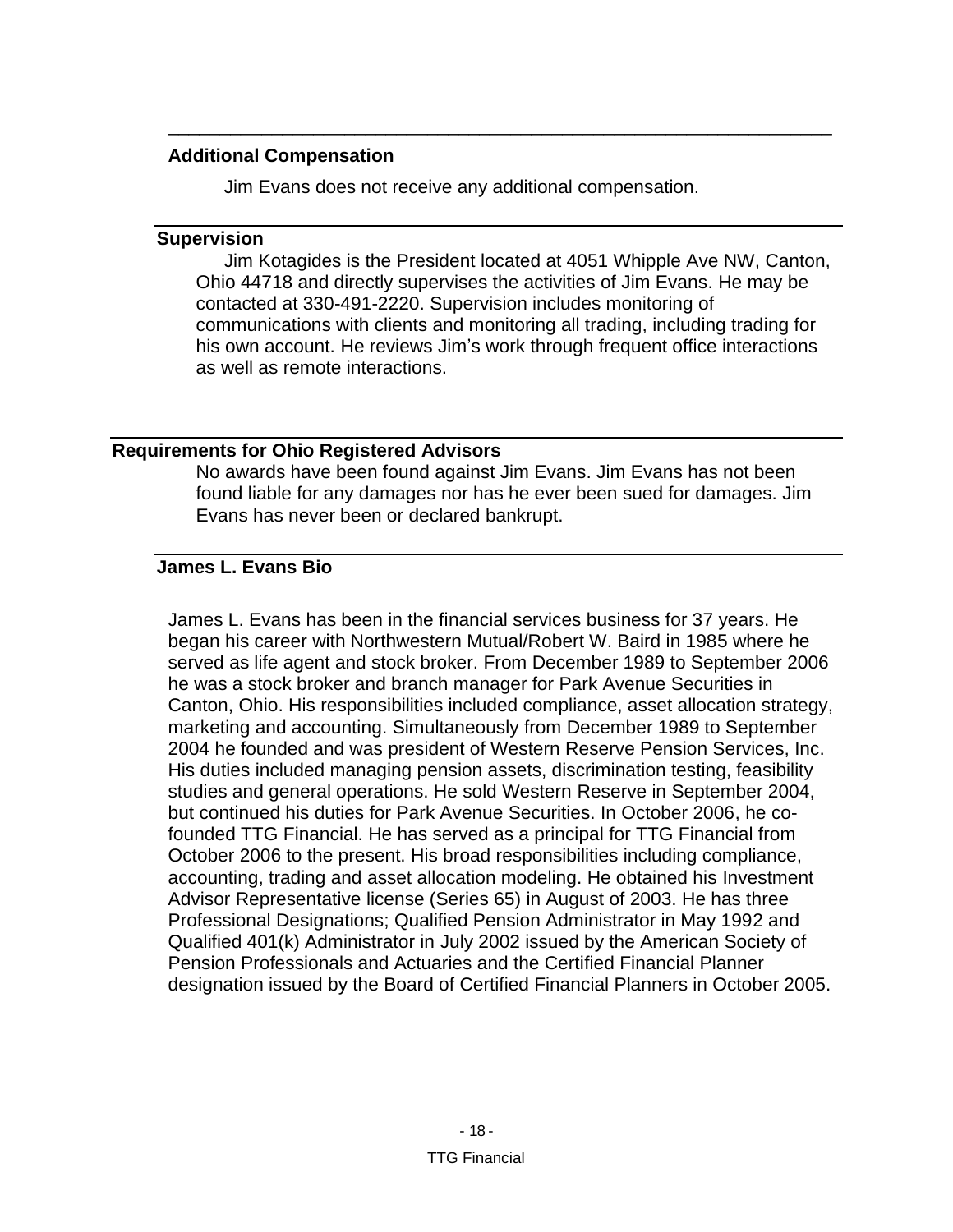## Additional Compensation

Jim Evans does not receive any additional compensation.

## Supervision

Jim Kotagides is the President located at 4051 Whipple Ave NW, Canton, Ohio 44718 and directly supervises the activities of Jim Evans. He may be contacted at 330-491-2220. Supervision includes monitoring of communications with clients and monitoring all trading, including trading for his own account. He reviews Jim's work through frequent office interactions as well as remote interactions.

## Requirements for Ohio Registered Advisors

No awards have been found against Jim Evans. Jim Evans has not been found liable for any damages nor has he ever been sued for damages. Jim Evans has never been or declared bankrupt.

## James L. Evans Bio

James L. Evans has been in the financial services business for 37 years. He began his career with Northwestern Mutual/Robert W. Baird in 1985 where he served as life agent and stock broker. From December 1989 to September 2006 he was a stock broker and branch manager for Park Avenue Securities in Canton, Ohio. His responsibilities included compliance, asset allocation strategy, marketing and accounting. Simultaneously from December 1989 to September 2004 he founded and was president of Western Reserve Pension Services, Inc. His duties included managing pension assets, discrimination testing, feasibility studies and general operations. He sold Western Reserve in September 2004, but continued his duties for Park Avenue Securities. In October 2006, he co-founded TTG Financial. He has served as a principal for TTG Financial from October 2006 to the present. His broad responsibilities including compliance, accounting, trading and asset allocation modeling. He obtained his Investment Advisor Representative license (Series 65) in August of 2003. He has three Professional Designations; Qualified Pension Administrator in May 1992 and Qualified 401(k) Administrator in July 2002 issued by the American Society of Pension Professionals and Actuaries and the Certified Financial Planner designation issued by the Board of Certified Financial Planners in October 2005.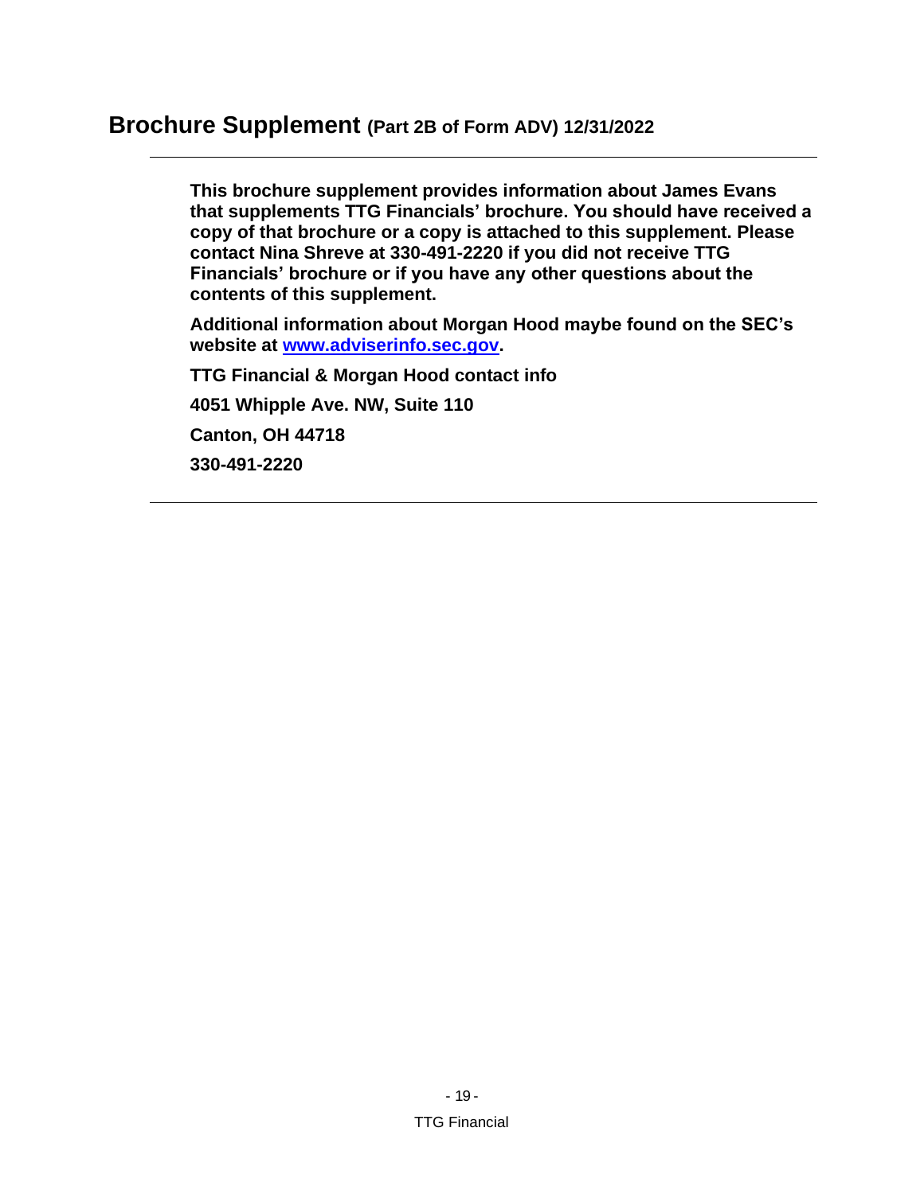# Brochure Supplement (Part 2B of Form ADV) 12/31/2022

---

**This brochure supplement provides information about James Evans that supplements TTG Financials' brochure. You should have received a copy of that brochure or a copy is attached to this supplement. Please contact Nina Shreve at 330-491-2220 if you did not receive TTG Financials' brochure or if you have any other questions about the contents of this supplement.**

**Additional information about Morgan Hood maybe found on the SEC's website at [www.adviserinfo.sec.gov](http://www.adviserinfo.sec.gov).**

**TTG Financial & Morgan Hood contact info**

**4051 Whipple Ave. NW, Suite 110**

**Canton, OH 44718**

**330-491-2220**

---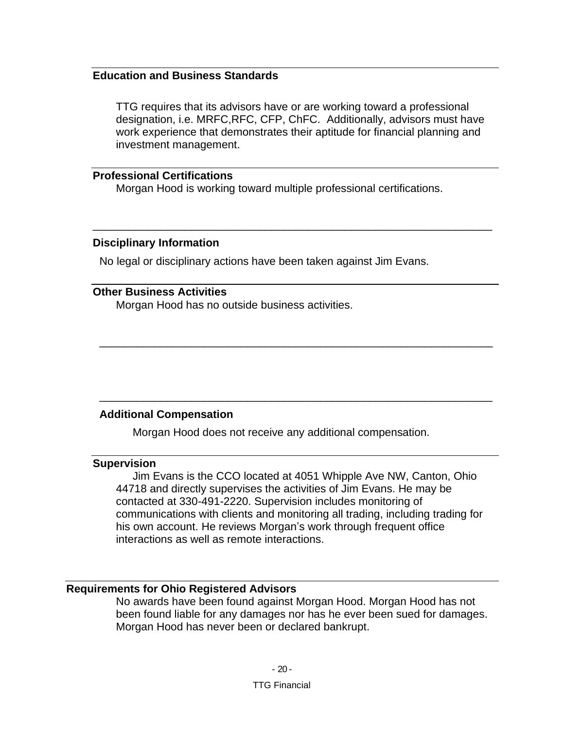### Education and Business Standards

TTG requires that its advisors have or are working toward a professional designation, i.e. MRFC,RFC, CFP, ChFC. Additionally, advisors must have work experience that demonstrates their aptitude for financial planning and investment management.

### Professional Certifications

Morgan Hood is working toward multiple professional certifications.

---

### Disciplinary Information

No legal or disciplinary actions have been taken against Jim Evans.

### Other Business Activities

Morgan Hood has no outside business activities.

---

---

### Additional Compensation

Morgan Hood does not receive any additional compensation.

### Supervision

Jim Evans is the CCO located at 4051 Whipple Ave NW, Canton, Ohio 44718 and directly supervises the activities of Jim Evans. He may be contacted at 330-491-2220. Supervision includes monitoring of communications with clients and monitoring all trading, including trading for his own account. He reviews Morgan's work through frequent office interactions as well as remote interactions.

### Requirements for Ohio Registered Advisors

No awards have been found against Morgan Hood. Morgan Hood has not been found liable for any damages nor has he ever been sued for damages. Morgan Hood has never been or declared bankrupt.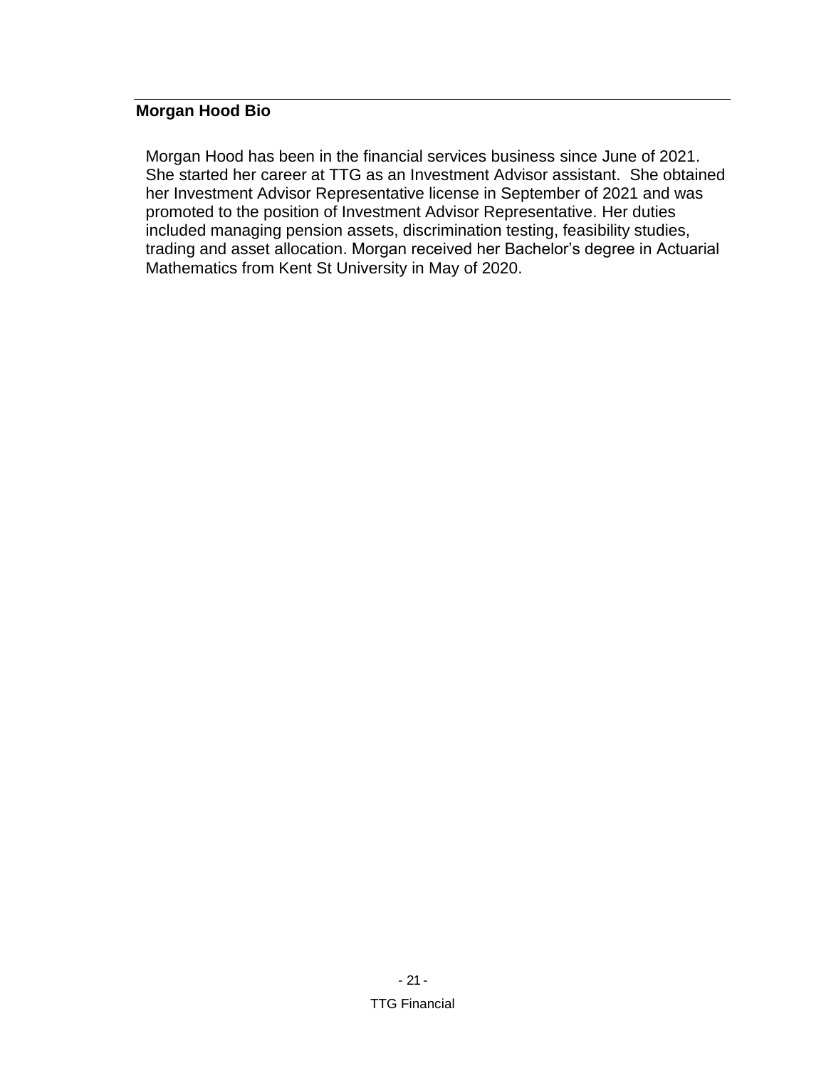## Morgan Hood Bio

Morgan Hood has been in the financial services business since June of 2021. She started her career at TTG as an Investment Advisor assistant. She obtained her Investment Advisor Representative license in September of 2021 and was promoted to the position of Investment Advisor Representative. Her duties included managing pension assets, discrimination testing, feasibility studies, trading and asset allocation. Morgan received her Bachelor's degree in Actuarial Mathematics from Kent St University in May of 2020.